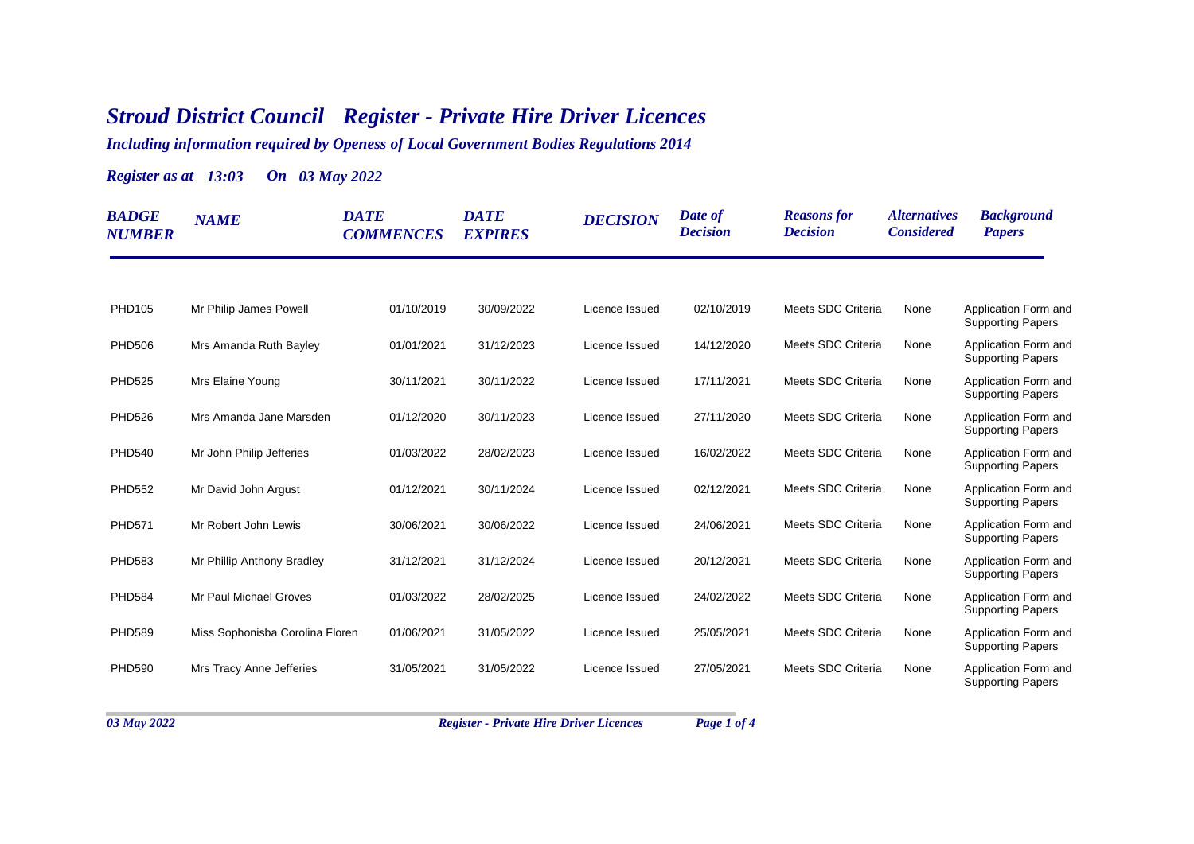# *Stroud District Council Register - Private Hire Driver Licences*

***Including information required by Openess of Local Government Bodies Regulations 2014***

***Register as at 13:03 On 03 May 2022***

| BADGE NUMBER | NAME | DATE COMMENCES | DATE EXPIRES | DECISION | Date of Decision | Reasons for Decision | Alternatives Considered | Background Papers |
|---|---|---|---|---|---|---|---|---|
| PHD105 | Mr Philip James Powell | 01/10/2019 | 30/09/2022 | Licence Issued | 02/10/2019 | Meets SDC Criteria | None | Application Form and Supporting Papers |
| PHD506 | Mrs Amanda Ruth Bayley | 01/01/2021 | 31/12/2023 | Licence Issued | 14/12/2020 | Meets SDC Criteria | None | Application Form and Supporting Papers |
| PHD525 | Mrs Elaine Young | 30/11/2021 | 30/11/2022 | Licence Issued | 17/11/2021 | Meets SDC Criteria | None | Application Form and Supporting Papers |
| PHD526 | Mrs Amanda Jane Marsden | 01/12/2020 | 30/11/2023 | Licence Issued | 27/11/2020 | Meets SDC Criteria | None | Application Form and Supporting Papers |
| PHD540 | Mr John Philip Jefferies | 01/03/2022 | 28/02/2023 | Licence Issued | 16/02/2022 | Meets SDC Criteria | None | Application Form and Supporting Papers |
| PHD552 | Mr David John Argust | 01/12/2021 | 30/11/2024 | Licence Issued | 02/12/2021 | Meets SDC Criteria | None | Application Form and Supporting Papers |
| PHD571 | Mr Robert John Lewis | 30/06/2021 | 30/06/2022 | Licence Issued | 24/06/2021 | Meets SDC Criteria | None | Application Form and Supporting Papers |
| PHD583 | Mr Phillip Anthony Bradley | 31/12/2021 | 31/12/2024 | Licence Issued | 20/12/2021 | Meets SDC Criteria | None | Application Form and Supporting Papers |
| PHD584 | Mr Paul Michael Groves | 01/03/2022 | 28/02/2025 | Licence Issued | 24/02/2022 | Meets SDC Criteria | None | Application Form and Supporting Papers |
| PHD589 | Miss Sophonisba Corolina Floren | 01/06/2021 | 31/05/2022 | Licence Issued | 25/05/2021 | Meets SDC Criteria | None | Application Form and Supporting Papers |
| PHD590 | Mrs Tracy Anne Jefferies | 31/05/2021 | 31/05/2022 | Licence Issued | 27/05/2021 | Meets SDC Criteria | None | Application Form and Supporting Papers |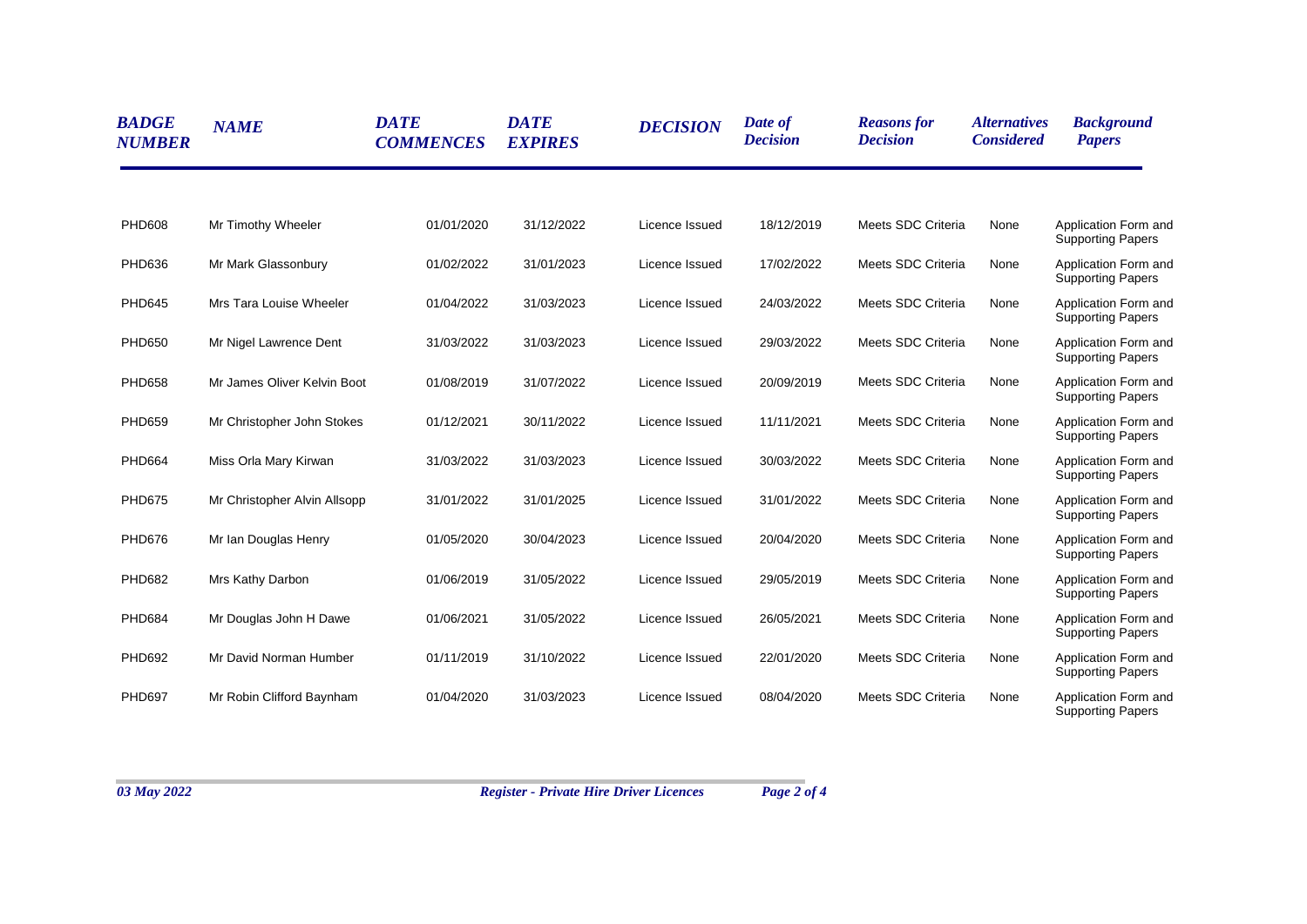| BADGE NUMBER | NAME | DATE COMMENCES | DATE EXPIRES | DECISION | Date of Decision | Reasons for Decision | Alternatives Considered | Background Papers |
|---|---|---|---|---|---|---|---|---|
| PHD608 | Mr Timothy Wheeler | 01/01/2020 | 31/12/2022 | Licence Issued | 18/12/2019 | Meets SDC Criteria | None | Application Form and Supporting Papers |
| PHD636 | Mr Mark Glassonbury | 01/02/2022 | 31/01/2023 | Licence Issued | 17/02/2022 | Meets SDC Criteria | None | Application Form and Supporting Papers |
| PHD645 | Mrs Tara Louise Wheeler | 01/04/2022 | 31/03/2023 | Licence Issued | 24/03/2022 | Meets SDC Criteria | None | Application Form and Supporting Papers |
| PHD650 | Mr Nigel Lawrence Dent | 31/03/2022 | 31/03/2023 | Licence Issued | 29/03/2022 | Meets SDC Criteria | None | Application Form and Supporting Papers |
| PHD658 | Mr James Oliver Kelvin Boot | 01/08/2019 | 31/07/2022 | Licence Issued | 20/09/2019 | Meets SDC Criteria | None | Application Form and Supporting Papers |
| PHD659 | Mr Christopher John Stokes | 01/12/2021 | 30/11/2022 | Licence Issued | 11/11/2021 | Meets SDC Criteria | None | Application Form and Supporting Papers |
| PHD664 | Miss Orla Mary Kirwan | 31/03/2022 | 31/03/2023 | Licence Issued | 30/03/2022 | Meets SDC Criteria | None | Application Form and Supporting Papers |
| PHD675 | Mr Christopher Alvin Allsopp | 31/01/2022 | 31/01/2025 | Licence Issued | 31/01/2022 | Meets SDC Criteria | None | Application Form and Supporting Papers |
| PHD676 | Mr Ian Douglas Henry | 01/05/2020 | 30/04/2023 | Licence Issued | 20/04/2020 | Meets SDC Criteria | None | Application Form and Supporting Papers |
| PHD682 | Mrs Kathy Darbon | 01/06/2019 | 31/05/2022 | Licence Issued | 29/05/2019 | Meets SDC Criteria | None | Application Form and Supporting Papers |
| PHD684 | Mr Douglas John H Dawe | 01/06/2021 | 31/05/2022 | Licence Issued | 26/05/2021 | Meets SDC Criteria | None | Application Form and Supporting Papers |
| PHD692 | Mr David Norman Humber | 01/11/2019 | 31/10/2022 | Licence Issued | 22/01/2020 | Meets SDC Criteria | None | Application Form and Supporting Papers |
| PHD697 | Mr Robin Clifford Baynham | 01/04/2020 | 31/03/2023 | Licence Issued | 08/04/2020 | Meets SDC Criteria | None | Application Form and Supporting Papers |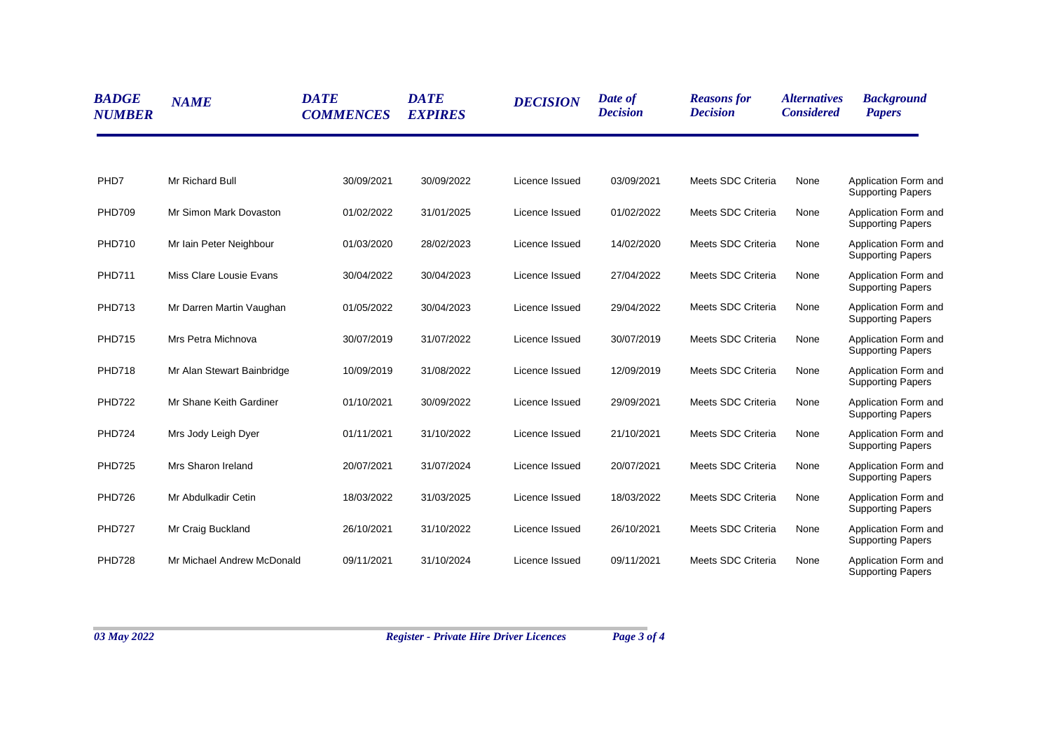| BADGE NUMBER | NAME | DATE COMMENCES | DATE EXPIRES | DECISION | Date of Decision | Reasons for Decision | Alternatives Considered | Background Papers |
|---|---|---|---|---|---|---|---|---|
| PHD7 | Mr Richard Bull | 30/09/2021 | 30/09/2022 | Licence Issued | 03/09/2021 | Meets SDC Criteria | None | Application Form and Supporting Papers |
| PHD709 | Mr Simon Mark Dovaston | 01/02/2022 | 31/01/2025 | Licence Issued | 01/02/2022 | Meets SDC Criteria | None | Application Form and Supporting Papers |
| PHD710 | Mr Iain Peter Neighbour | 01/03/2020 | 28/02/2023 | Licence Issued | 14/02/2020 | Meets SDC Criteria | None | Application Form and Supporting Papers |
| PHD711 | Miss Clare Lousie Evans | 30/04/2022 | 30/04/2023 | Licence Issued | 27/04/2022 | Meets SDC Criteria | None | Application Form and Supporting Papers |
| PHD713 | Mr Darren Martin Vaughan | 01/05/2022 | 30/04/2023 | Licence Issued | 29/04/2022 | Meets SDC Criteria | None | Application Form and Supporting Papers |
| PHD715 | Mrs Petra Michnova | 30/07/2019 | 31/07/2022 | Licence Issued | 30/07/2019 | Meets SDC Criteria | None | Application Form and Supporting Papers |
| PHD718 | Mr Alan Stewart Bainbridge | 10/09/2019 | 31/08/2022 | Licence Issued | 12/09/2019 | Meets SDC Criteria | None | Application Form and Supporting Papers |
| PHD722 | Mr Shane Keith Gardiner | 01/10/2021 | 30/09/2022 | Licence Issued | 29/09/2021 | Meets SDC Criteria | None | Application Form and Supporting Papers |
| PHD724 | Mrs Jody Leigh Dyer | 01/11/2021 | 31/10/2022 | Licence Issued | 21/10/2021 | Meets SDC Criteria | None | Application Form and Supporting Papers |
| PHD725 | Mrs Sharon Ireland | 20/07/2021 | 31/07/2024 | Licence Issued | 20/07/2021 | Meets SDC Criteria | None | Application Form and Supporting Papers |
| PHD726 | Mr Abdulkadir Cetin | 18/03/2022 | 31/03/2025 | Licence Issued | 18/03/2022 | Meets SDC Criteria | None | Application Form and Supporting Papers |
| PHD727 | Mr Craig Buckland | 26/10/2021 | 31/10/2022 | Licence Issued | 26/10/2021 | Meets SDC Criteria | None | Application Form and Supporting Papers |
| PHD728 | Mr Michael Andrew McDonald | 09/11/2021 | 31/10/2024 | Licence Issued | 09/11/2021 | Meets SDC Criteria | None | Application Form and Supporting Papers |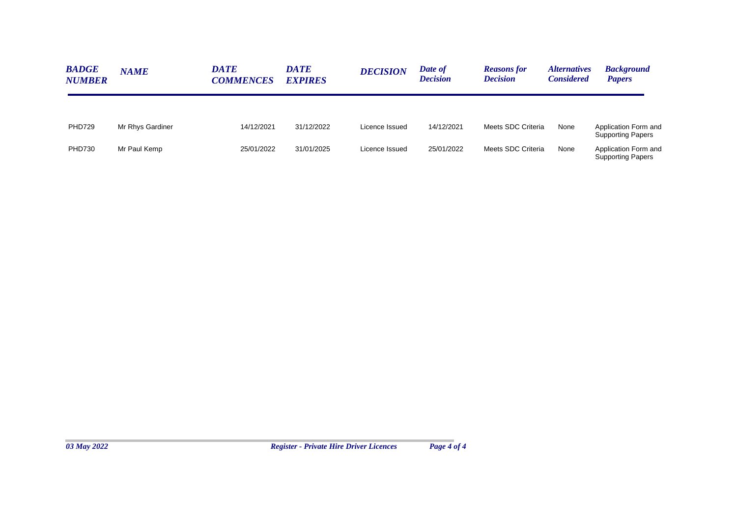| BADGE NUMBER | NAME | DATE COMMENCES | DATE EXPIRES | DECISION | Date of Decision | Reasons for Decision | Alternatives Considered | Background Papers |
|---|---|---|---|---|---|---|---|---|
| PHD729 | Mr Rhys Gardiner | 14/12/2021 | 31/12/2022 | Licence Issued | 14/12/2021 | Meets SDC Criteria | None | Application Form and Supporting Papers |
| PHD730 | Mr Paul Kemp | 25/01/2022 | 31/01/2025 | Licence Issued | 25/01/2022 | Meets SDC Criteria | None | Application Form and Supporting Papers |